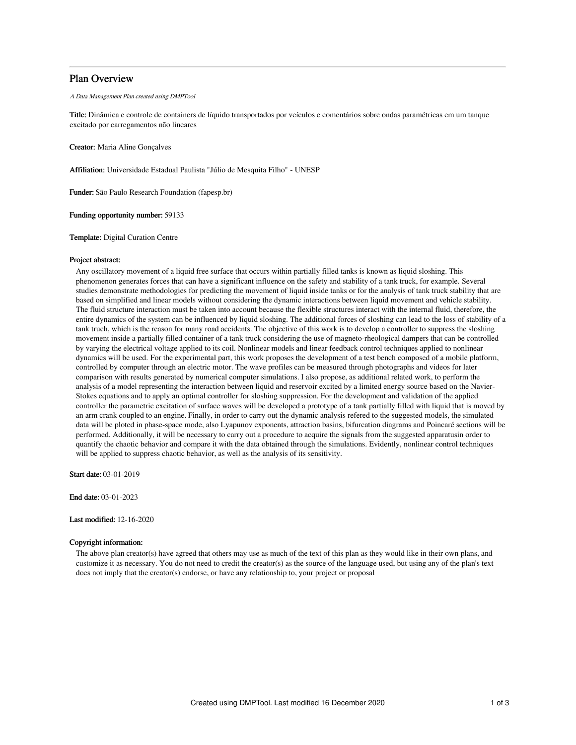# Plan Overview

*A Data Management Plan created using DMPTool*

**Title:** Dinâmica e controle de containers de líquido transportados por veículos e comentários sobre ondas paramétricas em um tanque excitado por carregamentos não lineares

**Creator:** Maria Aline Gonçalves

**Affiliation:** Universidade Estadual Paulista "Júlio de Mesquita Filho" - UNESP

**Funder:** São Paulo Research Foundation (fapesp.br)

**Funding opportunity number:** 59133

**Template:** Digital Curation Centre

**Project abstract:**

Any oscillatory movement of a liquid free surface that occurs within partially filled tanks is known as liquid sloshing. This phenomenon generates forces that can have a significant influence on the safety and stability of a tank truck, for example. Several studies demonstrate methodologies for predicting the movement of liquid inside tanks or for the analysis of tank truck stability that are based on simplified and linear models without considering the dynamic interactions between liquid movement and vehicle stability. The fluid structure interaction must be taken into account because the flexible structures interact with the internal fluid, therefore, the entire dynamics of the system can be influenced by liquid sloshing. The additional forces of sloshing can lead to the loss of stability of a tank truch, which is the reason for many road accidents. The objective of this work is to develop a controller to suppress the sloshing movement inside a partially filled container of a tank truck considering the use of magneto-rheological dampers that can be controlled by varying the electrical voltage applied to its coil. Nonlinear models and linear feedback control techniques applied to nonlinear dynamics will be used. For the experimental part, this work proposes the development of a test bench composed of a mobile platform, controlled by computer through an electric motor. The wave profiles can be measured through photographs and videos for later comparison with results generated by numerical computer simulations. I also propose, as additional related work, to perform the analysis of a model representing the interaction between liquid and reservoir excited by a limited energy source based on the Navier-Stokes equations and to apply an optimal controller for sloshing suppression. For the development and validation of the applied controller the parametric excitation of surface waves will be developed a prototype of a tank partially filled with liquid that is moved by an arm crank coupled to an engine. Finally, in order to carry out the dynamic analysis refered to the suggested models, the simulated data will be ploted in phase-space mode, also Lyapunov exponents, attraction basins, bifurcation diagrams and Poincaré sections will be performed. Additionally, it will be necessary to carry out a procedure to acquire the signals from the suggested apparatusin order to quantify the chaotic behavior and compare it with the data obtained through the simulations. Evidently, nonlinear control techniques will be applied to suppress chaotic behavior, as well as the analysis of its sensitivity.

**Start date:** 03-01-2019

**End date:** 03-01-2023

**Last modified:** 12-16-2020

**Copyright information:**

The above plan creator(s) have agreed that others may use as much of the text of this plan as they would like in their own plans, and customize it as necessary. You do not need to credit the creator(s) as the source of the language used, but using any of the plan's text does not imply that the creator(s) endorse, or have any relationship to, your project or proposal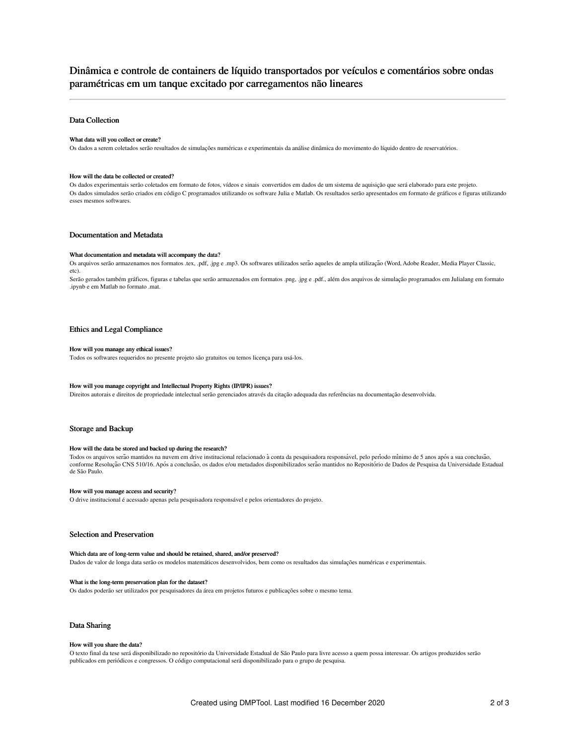# Dinâmica e controle de containers de líquido transportados por veículos e comentários sobre ondas paramétricas em um tanque excitado por carregamentos não lineares

## Data Collection

**What data will you collect or create?**

Os dados a serem coletados serão resultados de simulações numéricas e experimentais da análise dinâmica do movimento do líquido dentro de reservatórios.

**How will the data be collected or created?**

Os dados experimentais serão coletados em formato de fotos, vídeos e sinais convertidos em dados de um sistema de aquisição que será elaborado para este projeto.
Os dados simulados serão criados em código C programados utilizando os software Julia e Matlab. Os resultados serão apresentados em formato de gráficos e figuras utilizando esses mesmos softwares.

## Documentation and Metadata

**What documentation and metadata will accompany the data?**

Os arquivos serão armazenamos nos formatos .tex, .pdf, .jpg e .mp3. Os softwares utilizados serão aqueles de ampla utilização (Word, Adobe Reader, Media Player Classic, etc).
Serão gerados também gráficos, figuras e tabelas que serão armazenados em formatos .png, .jpg e .pdf., além dos arquivos de simulação programados em Julialang em formato .ipynb e em Matlab no formato .mat.

## Ethics and Legal Compliance

**How will you manage any ethical issues?**

Todos os softwares requeridos no presente projeto são gratuitos ou temos licença para usá-los.

**How will you manage copyright and Intellectual Property Rights (IP/IPR) issues?**

Direitos autorais e direitos de propriedade intelectual serão gerenciados através da citação adequada das referências na documentação desenvolvida.

## Storage and Backup

**How will the data be stored and backed up during the research?**

Todos os arquivos serão mantidos na nuvem em drive institucional relacionado à conta da pesquisadora responsável, pelo período mínimo de 5 anos após a sua conclusão, conforme Resolução CNS 510/16. Após a conclusão, os dados e/ou metadados disponibilizados serão mantidos no Repositório de Dados de Pesquisa da Universidade Estadual de São Paulo.

**How will you manage access and security?**

O drive institucional é acessado apenas pela pesquisadora responsável e pelos orientadores do projeto.

## Selection and Preservation

**Which data are of long-term value and should be retained, shared, and/or preserved?**

Dados de valor de longa data serão os modelos matemáticos desenvolvidos, bem como os resultados das simulações numéricas e experimentais.

**What is the long-term preservation plan for the dataset?**

Os dados poderão ser utilizados por pesquisadores da área em projetos futuros e publicações sobre o mesmo tema.

## Data Sharing

**How will you share the data?**

O texto final da tese será disponibilizado no repositório da Universidade Estadual de São Paulo para livre acesso a quem possa interessar. Os artigos produzidos serão publicados em periódicos e congressos. O código computacional será disponibilizado para o grupo de pesquisa.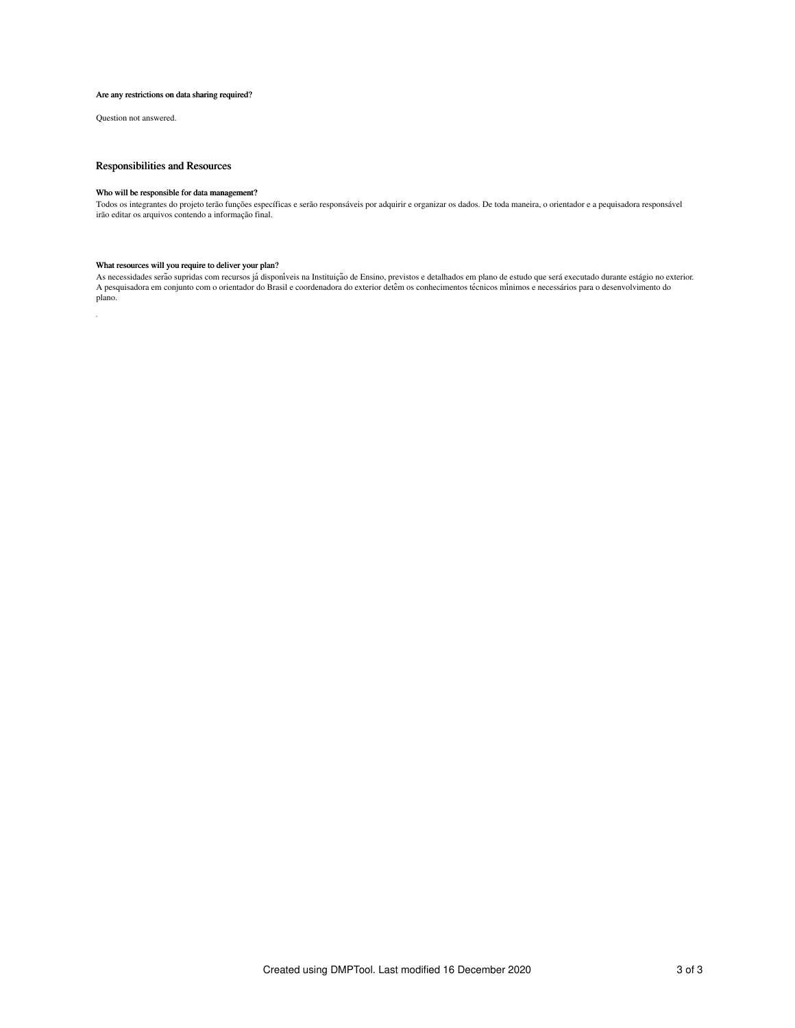#### Are any restrictions on data sharing required?

Question not answered.

### Responsibilities and Resources

#### Who will be responsible for data management?

Todos os integrantes do projeto terão funções específicas e serão responsáveis por adquirir e organizar os dados. De toda maneira, o orientador e a pequisadora responsável irão editar os arquivos contendo a informação final.

#### What resources will you require to deliver your plan?

As necessidades serão supridas com recursos já disponíveis na Instituição de Ensino, previstos e detalhados em plano de estudo que será executado durante estágio no exterior. A pesquisadora em conjunto com o orientador do Brasil e coordenadora do exterior detêm os conhecimentos técnicos mínimos e necessários para o desenvolvimento do plano.